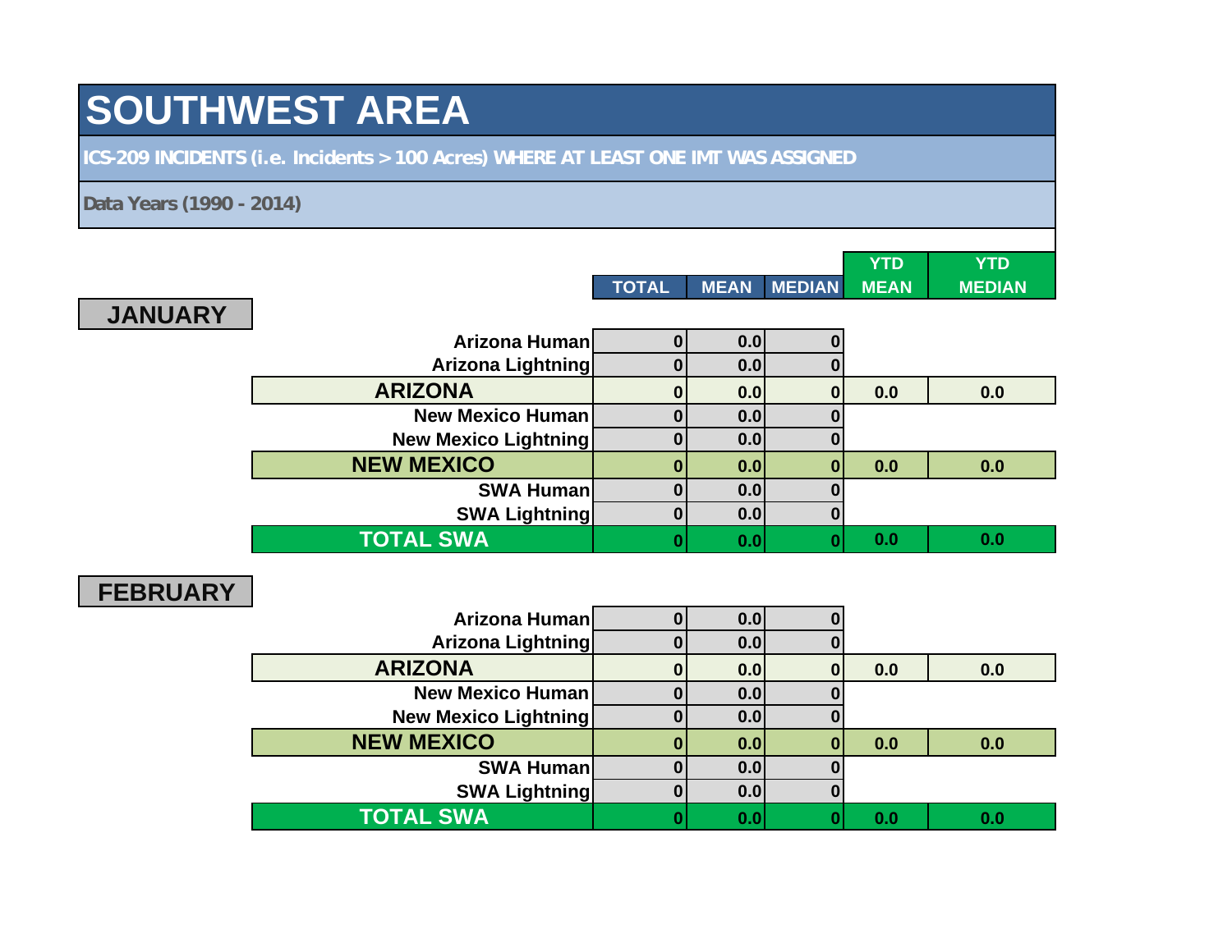# SOUTHWEST AREA

**ICS-209 INCIDENTS (i.e. Incidents > 100 Acres) WHERE AT LEAST ONE IMT WAS ASSIGNED**

**Data Years (1990 - 2014)**

## JANUARY

| | TOTAL | MEAN | MEDIAN | YTD MEAN | YTD MEDIAN |
|---|---|---|---|---|---|
| Arizona Human | 0 | 0.0 | 0 | | |
| Arizona Lightning | 0 | 0.0 | 0 | | |
| **ARIZONA** | 0 | 0.0 | 0 | 0.0 | 0.0 |
| New Mexico Human | 0 | 0.0 | 0 | | |
| New Mexico Lightning | 0 | 0.0 | 0 | | |
| **NEW MEXICO** | 0 | 0.0 | 0 | 0.0 | 0.0 |
| SWA Human | 0 | 0.0 | 0 | | |
| SWA Lightning | 0 | 0.0 | 0 | | |
| **TOTAL SWA** | 0 | 0.0 | 0 | 0.0 | 0.0 |

## FEBRUARY

| | TOTAL | MEAN | MEDIAN | YTD MEAN | YTD MEDIAN |
|---|---|---|---|---|---|
| Arizona Human | 0 | 0.0 | 0 | | |
| Arizona Lightning | 0 | 0.0 | 0 | | |
| **ARIZONA** | 0 | 0.0 | 0 | 0.0 | 0.0 |
| New Mexico Human | 0 | 0.0 | 0 | | |
| New Mexico Lightning | 0 | 0.0 | 0 | | |
| **NEW MEXICO** | 0 | 0.0 | 0 | 0.0 | 0.0 |
| SWA Human | 0 | 0.0 | 0 | | |
| SWA Lightning | 0 | 0.0 | 0 | | |
| **TOTAL SWA** | 0 | 0.0 | 0 | 0.0 | 0.0 |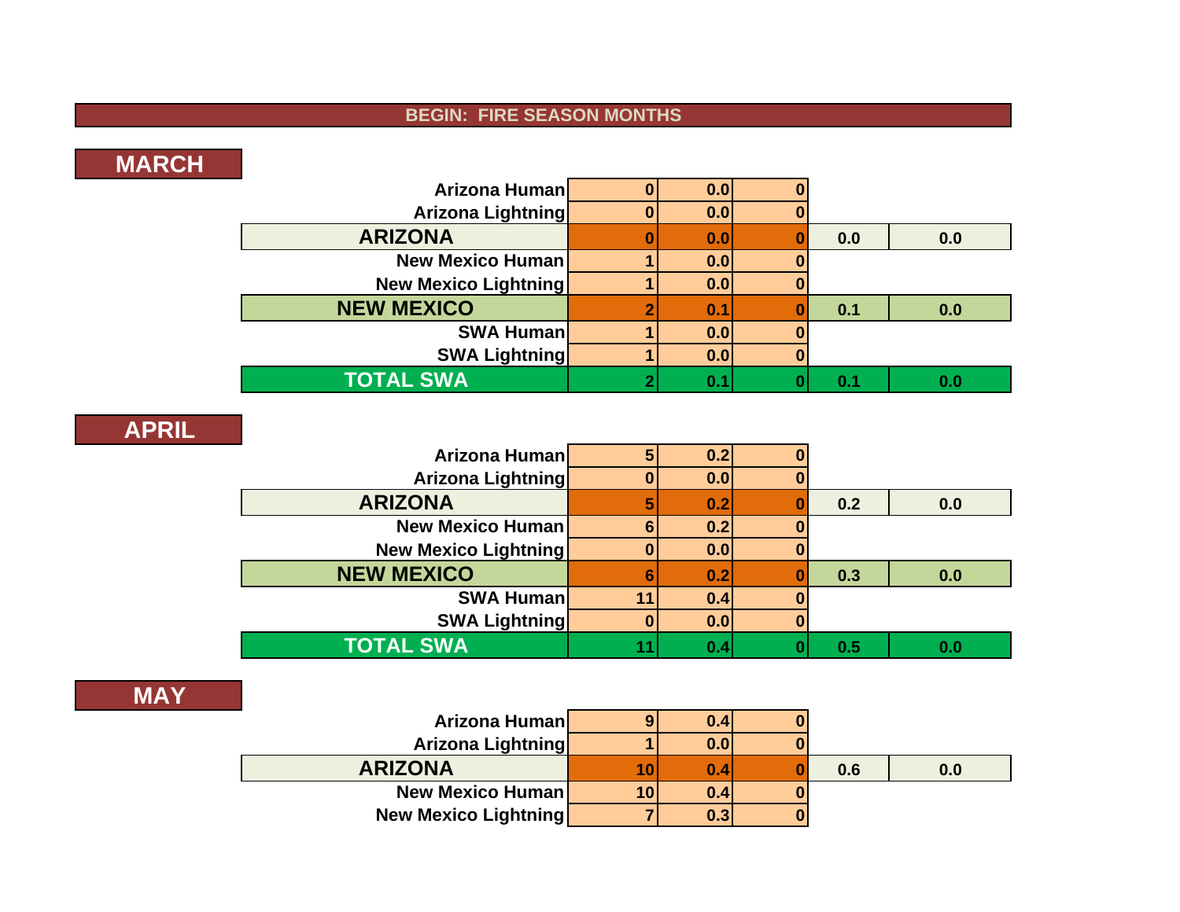## BEGIN: FIRE SEASON MONTHS

### MARCH

| | | | | | |
|---|---|---|---|---|---|
| Arizona Human | 0 | 0.0 | 0 | | |
| Arizona Lightning | 0 | 0.0 | 0 | | |
| ARIZONA | 0 | 0.0 | 0 | 0.0 | 0.0 |
| New Mexico Human | 1 | 0.0 | 0 | | |
| New Mexico Lightning | 1 | 0.0 | 0 | | |
| NEW MEXICO | 2 | 0.1 | 0 | 0.1 | 0.0 |
| SWA Human | 1 | 0.0 | 0 | | |
| SWA Lightning | 1 | 0.0 | 0 | | |
| TOTAL SWA | 2 | 0.1 | 0 | 0.1 | 0.0 |

### APRIL

| | | | | | |
|---|---|---|---|---|---|
| Arizona Human | 5 | 0.2 | 0 | | |
| Arizona Lightning | 0 | 0.0 | 0 | | |
| ARIZONA | 5 | 0.2 | 0 | 0.2 | 0.0 |
| New Mexico Human | 6 | 0.2 | 0 | | |
| New Mexico Lightning | 0 | 0.0 | 0 | | |
| NEW MEXICO | 6 | 0.2 | 0 | 0.3 | 0.0 |
| SWA Human | 11 | 0.4 | 0 | | |
| SWA Lightning | 0 | 0.0 | 0 | | |
| TOTAL SWA | 11 | 0.4 | 0 | 0.5 | 0.0 |

### MAY

| | | | | | |
|---|---|---|---|---|---|
| Arizona Human | 9 | 0.4 | 0 | | |
| Arizona Lightning | 1 | 0.0 | 0 | | |
| ARIZONA | 10 | 0.4 | 0 | 0.6 | 0.0 |
| New Mexico Human | 10 | 0.4 | 0 | | |
| New Mexico Lightning | 7 | 0.3 | 0 | | |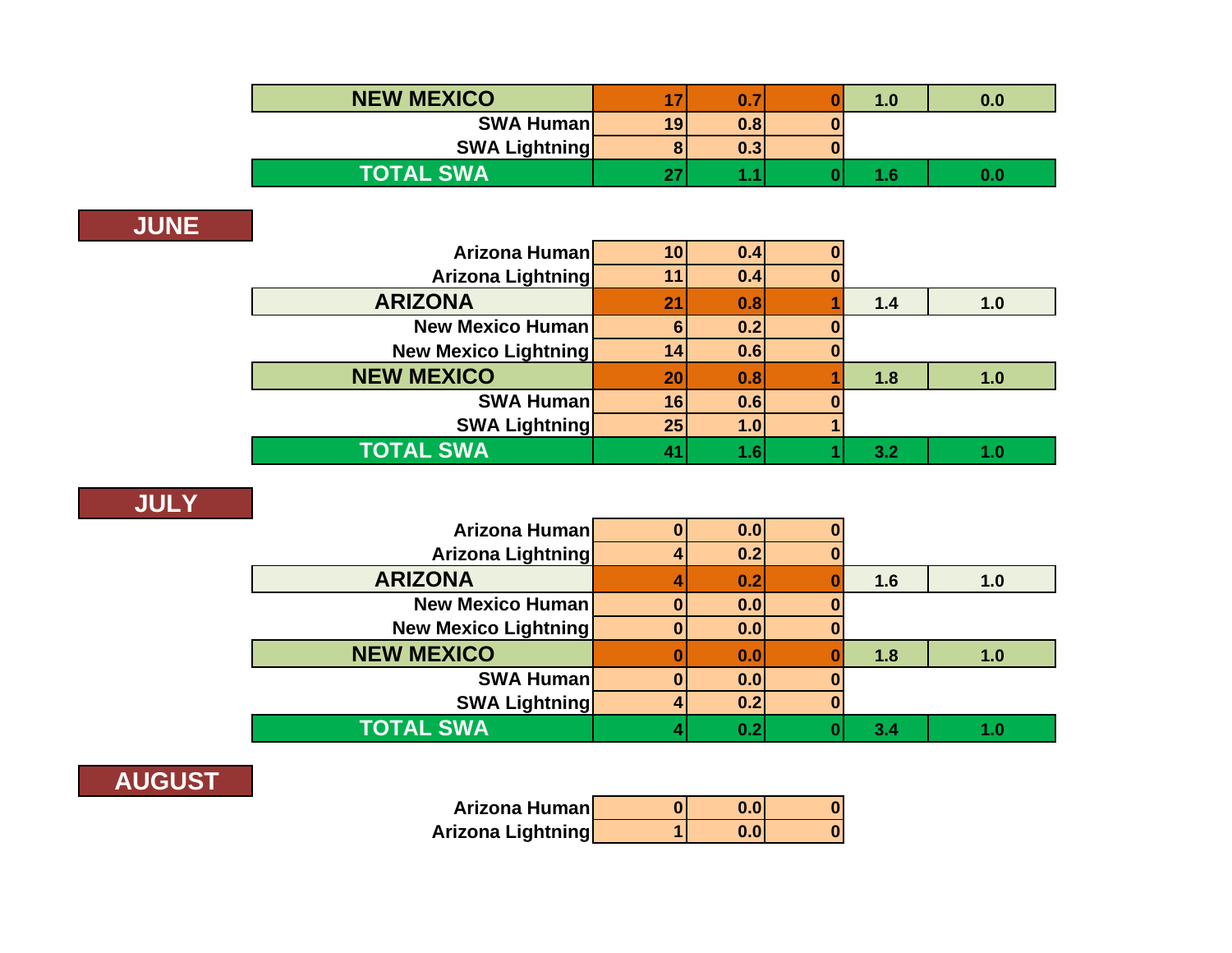| | | | | | |
|---|---|---|---|---|---|
| NEW MEXICO | 17 | 0.7 | 0 | 1.0 | 0.0 |
| SWA Human | 19 | 0.8 | 0 | | |
| SWA Lightning | 8 | 0.3 | 0 | | |
| TOTAL SWA | 27 | 1.1 | 0 | 1.6 | 0.0 |

## JUNE

| | | | | | |
|---|---|---|---|---|---|
| Arizona Human | 10 | 0.4 | 0 | | |
| Arizona Lightning | 11 | 0.4 | 0 | | |
| ARIZONA | 21 | 0.8 | 1 | 1.4 | 1.0 |
| New Mexico Human | 6 | 0.2 | 0 | | |
| New Mexico Lightning | 14 | 0.6 | 0 | | |
| NEW MEXICO | 20 | 0.8 | 1 | 1.8 | 1.0 |
| SWA Human | 16 | 0.6 | 0 | | |
| SWA Lightning | 25 | 1.0 | 1 | | |
| TOTAL SWA | 41 | 1.6 | 1 | 3.2 | 1.0 |

## JULY

| | | | | | |
|---|---|---|---|---|---|
| Arizona Human | 0 | 0.0 | 0 | | |
| Arizona Lightning | 4 | 0.2 | 0 | | |
| ARIZONA | 4 | 0.2 | 0 | 1.6 | 1.0 |
| New Mexico Human | 0 | 0.0 | 0 | | |
| New Mexico Lightning | 0 | 0.0 | 0 | | |
| NEW MEXICO | 0 | 0.0 | 0 | 1.8 | 1.0 |
| SWA Human | 0 | 0.0 | 0 | | |
| SWA Lightning | 4 | 0.2 | 0 | | |
| TOTAL SWA | 4 | 0.2 | 0 | 3.4 | 1.0 |

## AUGUST

| | | | |
|---|---|---|---|
| Arizona Human | 0 | 0.0 | 0 |
| Arizona Lightning | 1 | 0.0 | 0 |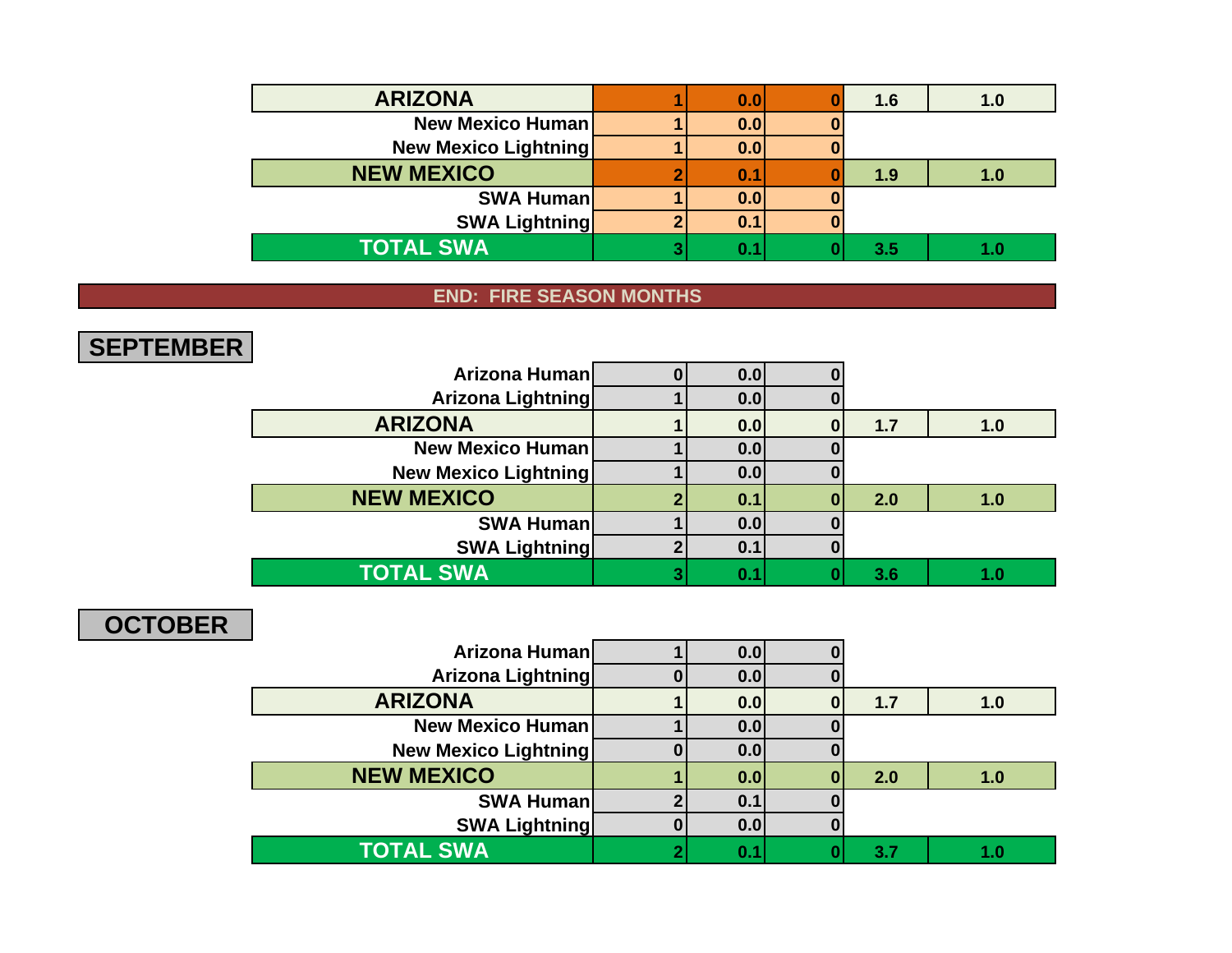| | | | | | |
|---|---|---|---|---|---|
| **ARIZONA** | 1 | 0.0 | 0 | 1.6 | 1.0 |
| New Mexico Human | 1 | 0.0 | 0 | | |
| New Mexico Lightning | 1 | 0.0 | 0 | | |
| **NEW MEXICO** | 2 | 0.1 | 0 | 1.9 | 1.0 |
| SWA Human | 1 | 0.0 | 0 | | |
| SWA Lightning | 2 | 0.1 | 0 | | |
| **TOTAL SWA** | 3 | 0.1 | 0 | 3.5 | 1.0 |

**END: FIRE SEASON MONTHS**

## SEPTEMBER

| | | | | | |
|---|---|---|---|---|---|
| Arizona Human | 0 | 0.0 | 0 | | |
| Arizona Lightning | 1 | 0.0 | 0 | | |
| **ARIZONA** | 1 | 0.0 | 0 | 1.7 | 1.0 |
| New Mexico Human | 1 | 0.0 | 0 | | |
| New Mexico Lightning | 1 | 0.0 | 0 | | |
| **NEW MEXICO** | 2 | 0.1 | 0 | 2.0 | 1.0 |
| SWA Human | 1 | 0.0 | 0 | | |
| SWA Lightning | 2 | 0.1 | 0 | | |
| **TOTAL SWA** | 3 | 0.1 | 0 | 3.6 | 1.0 |

## OCTOBER

| | | | | | |
|---|---|---|---|---|---|
| Arizona Human | 1 | 0.0 | 0 | | |
| Arizona Lightning | 0 | 0.0 | 0 | | |
| **ARIZONA** | 1 | 0.0 | 0 | 1.7 | 1.0 |
| New Mexico Human | 1 | 0.0 | 0 | | |
| New Mexico Lightning | 0 | 0.0 | 0 | | |
| **NEW MEXICO** | 1 | 0.0 | 0 | 2.0 | 1.0 |
| SWA Human | 2 | 0.1 | 0 | | |
| SWA Lightning | 0 | 0.0 | 0 | | |
| **TOTAL SWA** | 2 | 0.1 | 0 | 3.7 | 1.0 |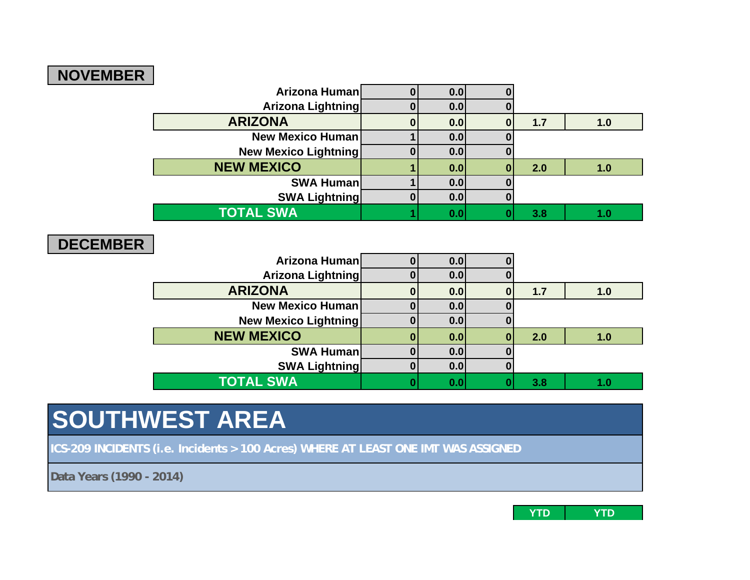## NOVEMBER

| | | | | | |
|---|---|---|---|---|---|
| Arizona Human | 0 | 0.0 | 0 | | |
| Arizona Lightning | 0 | 0.0 | 0 | | |
| **ARIZONA** | 0 | 0.0 | 0 | 1.7 | 1.0 |
| New Mexico Human | 1 | 0.0 | 0 | | |
| New Mexico Lightning | 0 | 0.0 | 0 | | |
| **NEW MEXICO** | 1 | 0.0 | 0 | 2.0 | 1.0 |
| SWA Human | 1 | 0.0 | 0 | | |
| SWA Lightning | 0 | 0.0 | 0 | | |
| **TOTAL SWA** | 1 | 0.0 | 0 | 3.8 | 1.0 |

## DECEMBER

| | | | | | |
|---|---|---|---|---|---|
| Arizona Human | 0 | 0.0 | 0 | | |
| Arizona Lightning | 0 | 0.0 | 0 | | |
| **ARIZONA** | 0 | 0.0 | 0 | 1.7 | 1.0 |
| New Mexico Human | 0 | 0.0 | 0 | | |
| New Mexico Lightning | 0 | 0.0 | 0 | | |
| **NEW MEXICO** | 0 | 0.0 | 0 | 2.0 | 1.0 |
| SWA Human | 0 | 0.0 | 0 | | |
| SWA Lightning | 0 | 0.0 | 0 | | |
| **TOTAL SWA** | 0 | 0.0 | 0 | 3.8 | 1.0 |

# SOUTHWEST AREA

**ICS-209 INCIDENTS (i.e. Incidents > 100 Acres) WHERE AT LEAST ONE IMT WAS ASSIGNED**

**Data Years (1990 - 2014)**

| YTD | YTD |
|---|---|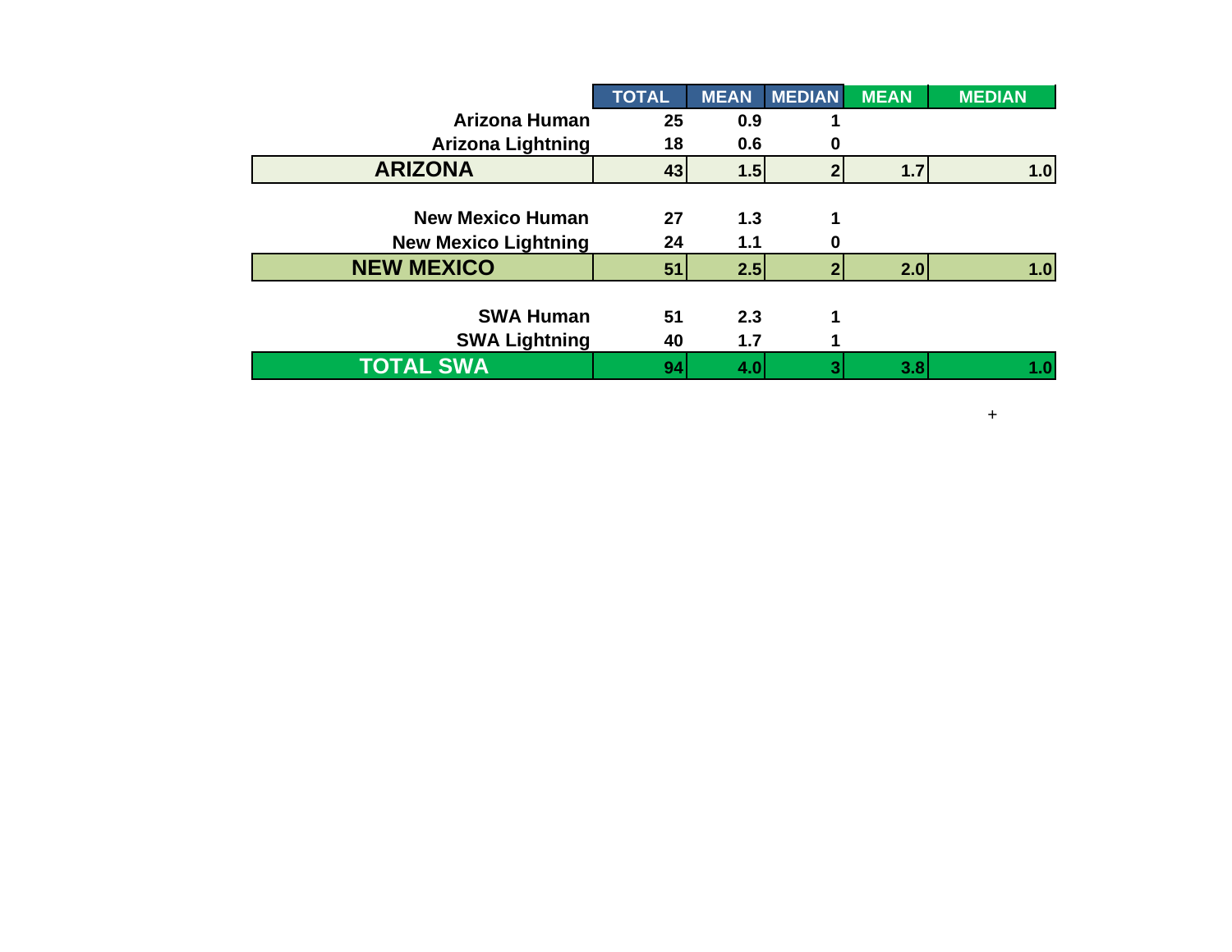| | TOTAL | MEAN | MEDIAN | MEAN | MEDIAN |
|---|---|---|---|---|---|
| **Arizona Human** | 25 | 0.9 | 1 | | |
| **Arizona Lightning** | 18 | 0.6 | 0 | | |
| **ARIZONA** | 43 | 1.5 | 2 | 1.7 | 1.0 |
| | | | | | |
| **New Mexico Human** | 27 | 1.3 | 1 | | |
| **New Mexico Lightning** | 24 | 1.1 | 0 | | |
| **NEW MEXICO** | 51 | 2.5 | 2 | 2.0 | 1.0 |
| | | | | | |
| **SWA Human** | 51 | 2.3 | 1 | | |
| **SWA Lightning** | 40 | 1.7 | 1 | | |
| **TOTAL SWA** | 94 | 4.0 | 3 | 3.8 | 1.0 |

+